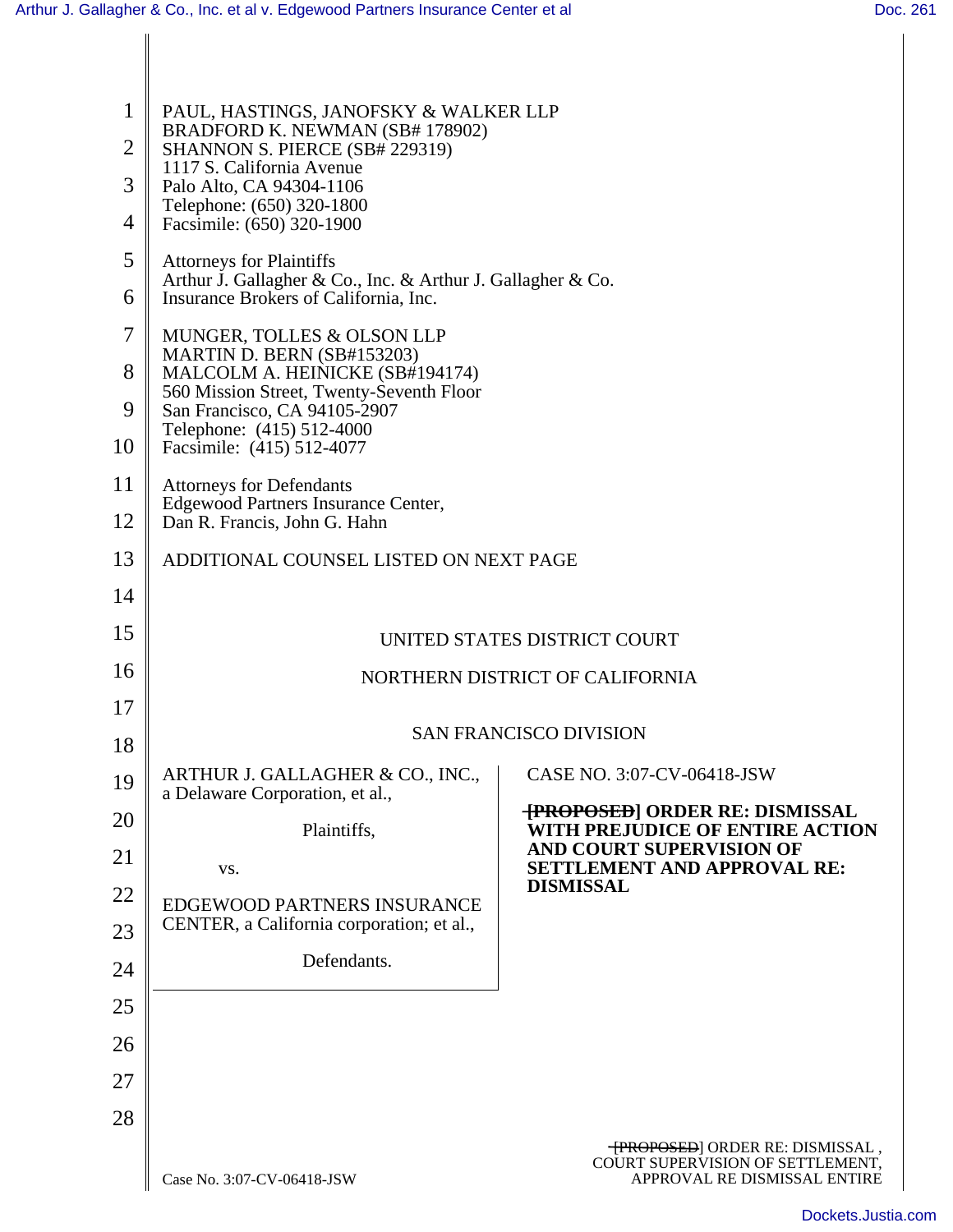PAUL, HASTINGS, JANOFSKY & WALKER LLP
BRADFORD K. NEWMAN (SB# 178902)
SHANNON S. PIERCE (SB# 229319)
1117 S. California Avenue
Palo Alto, CA 94304-1106
Telephone: (650) 320-1800
Facsimile: (650) 320-1900

Attorneys for Plaintiffs
Arthur J. Gallagher & Co., Inc. & Arthur J. Gallagher & Co. Insurance Brokers of California, Inc.

MUNGER, TOLLES & OLSON LLP
MARTIN D. BERN (SB#153203)
MALCOLM A. HEINICKE (SB#194174)
560 Mission Street, Twenty-Seventh Floor
San Francisco, CA 94105-2907
Telephone: (415) 512-4000
Facsimile: (415) 512-4077

Attorneys for Defendants
Edgewood Partners Insurance Center,
Dan R. Francis, John G. Hahn

ADDITIONAL COUNSEL LISTED ON NEXT PAGE

UNITED STATES DISTRICT COURT

NORTHERN DISTRICT OF CALIFORNIA

SAN FRANCISCO DIVISION

ARTHUR J. GALLAGHER & CO., INC., a Delaware Corporation, et al.,

Plaintiffs,

vs.

EDGEWOOD PARTNERS INSURANCE CENTER, a California corporation; et al.,

Defendants.

CASE NO. 3:07-CV-06418-JSW

**~~[PROPOSED]~~ ORDER RE: DISMISSAL WITH PREJUDICE OF ENTIRE ACTION AND COURT SUPERVISION OF SETTLEMENT AND APPROVAL RE: DISMISSAL**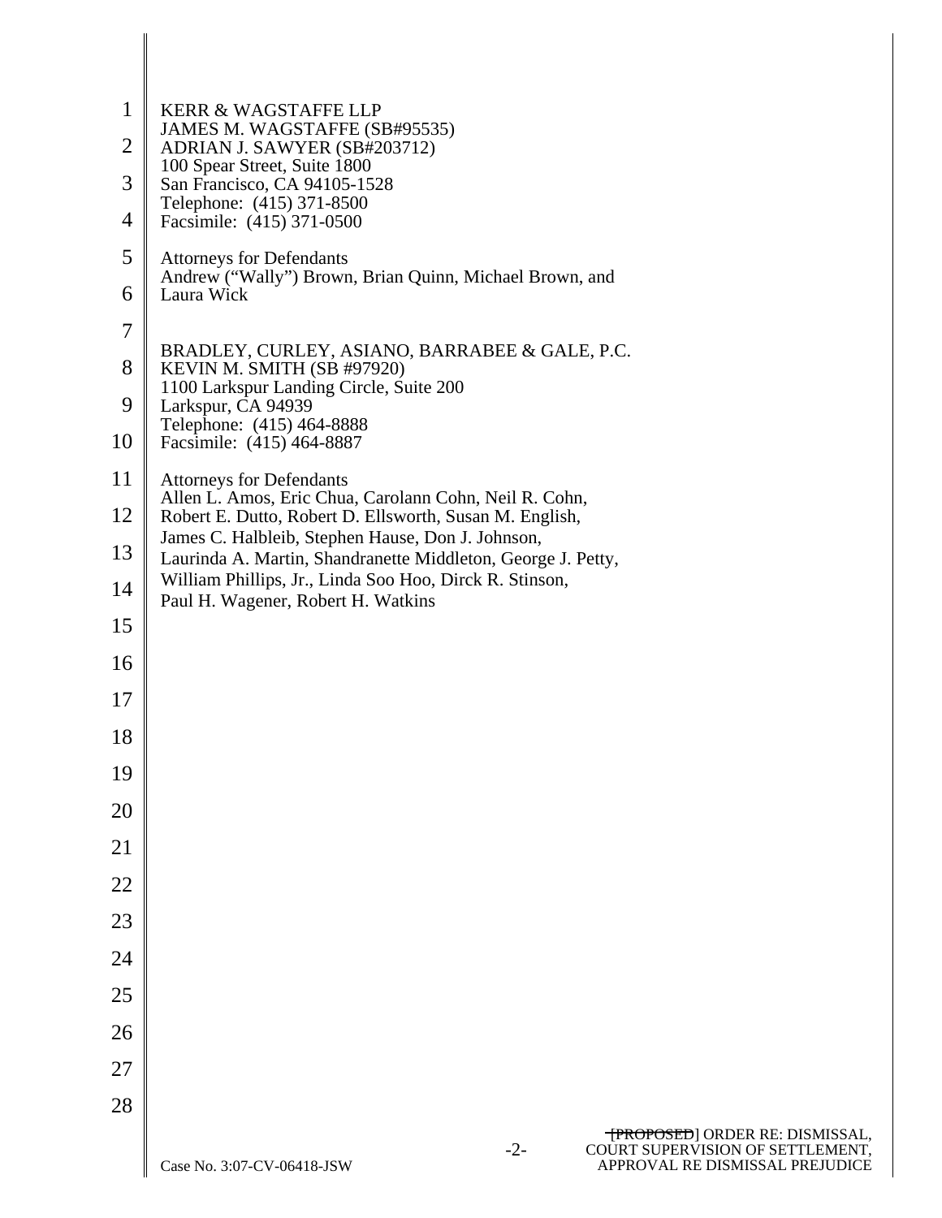KERR & WAGSTAFFE LLP
JAMES M. WAGSTAFFE (SB#95535)
ADRIAN J. SAWYER (SB#203712)
100 Spear Street, Suite 1800
San Francisco, CA 94105-1528
Telephone: (415) 371-8500
Facsimile: (415) 371-0500

Attorneys for Defendants
Andrew ("Wally") Brown, Brian Quinn, Michael Brown, and
Laura Wick

BRADLEY, CURLEY, ASIANO, BARRABEE & GALE, P.C.
KEVIN M. SMITH (SB #97920)
1100 Larkspur Landing Circle, Suite 200
Larkspur, CA 94939
Telephone: (415) 464-8888
Facsimile: (415) 464-8887

Attorneys for Defendants
Allen L. Amos, Eric Chua, Carolann Cohn, Neil R. Cohn,
Robert E. Dutto, Robert D. Ellsworth, Susan M. English,
James C. Halbleib, Stephen Hause, Don J. Johnson,
Laurinda A. Martin, Shandranette Middleton, George J. Petty,
William Phillips, Jr., Linda Soo Hoo, Dirck R. Stinson,
Paul H. Wagener, Robert H. Watkins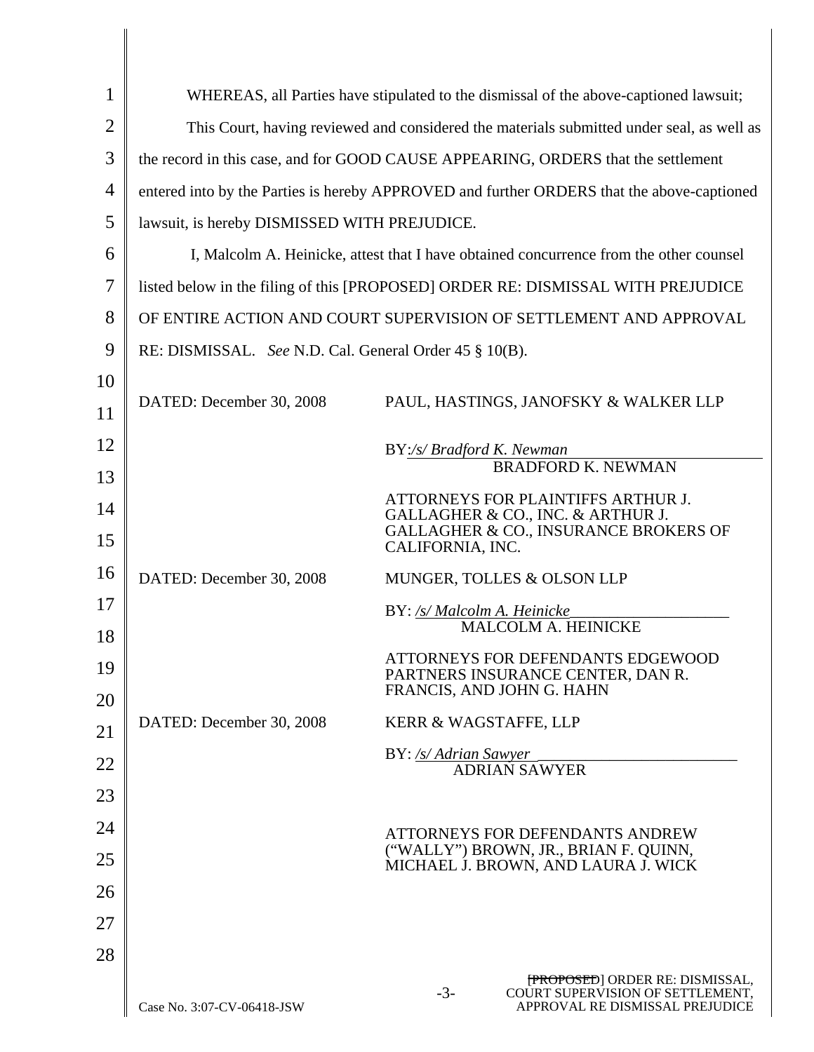WHEREAS, all Parties have stipulated to the dismissal of the above-captioned lawsuit;

This Court, having reviewed and considered the materials submitted under seal, as well as the record in this case, and for GOOD CAUSE APPEARING, ORDERS that the settlement entered into by the Parties is hereby APPROVED and further ORDERS that the above-captioned lawsuit, is hereby DISMISSED WITH PREJUDICE.

I, Malcolm A. Heinicke, attest that I have obtained concurrence from the other counsel listed below in the filing of this [PROPOSED] ORDER RE: DISMISSAL WITH PREJUDICE OF ENTIRE ACTION AND COURT SUPERVISION OF SETTLEMENT AND APPROVAL RE: DISMISSAL. *See* N.D. Cal. General Order 45 § 10(B).

DATED: December 30, 2008

PAUL, HASTINGS, JANOFSKY & WALKER LLP

BY: */s/ Bradford K. Newman*
BRADFORD K. NEWMAN

ATTORNEYS FOR PLAINTIFFS ARTHUR J. GALLAGHER & CO., INC. & ARTHUR J. GALLAGHER & CO., INSURANCE BROKERS OF CALIFORNIA, INC.

DATED: December 30, 2008

MUNGER, TOLLES & OLSON LLP

BY: */s/ Malcolm A. Heinicke*
MALCOLM A. HEINICKE

ATTORNEYS FOR DEFENDANTS EDGEWOOD PARTNERS INSURANCE CENTER, DAN R. FRANCIS, AND JOHN G. HAHN

DATED: December 30, 2008

KERR & WAGSTAFFE, LLP

BY: */s/ Adrian Sawyer*
ADRIAN SAWYER

ATTORNEYS FOR DEFENDANTS ANDREW ("WALLY") BROWN, JR., BRIAN F. QUINN, MICHAEL J. BROWN, AND LAURA J. WICK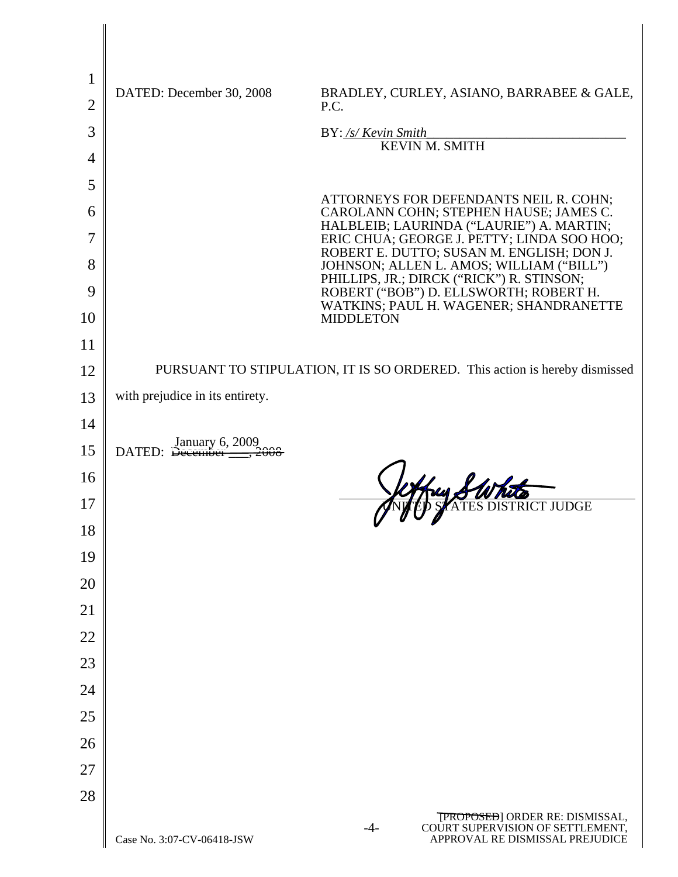DATED: December 30, 2008

BRADLEY, CURLEY, ASIANO, BARRABEE & GALE, P.C.

BY: */s/ Kevin Smith*
KEVIN M. SMITH

ATTORNEYS FOR DEFENDANTS NEIL R. COHN; CAROLANN COHN; STEPHEN HAUSE; JAMES C. HALBLEIB; LAURINDA ("LAURIE") A. MARTIN; ERIC CHUA; GEORGE J. PETTY; LINDA SOO HOO; ROBERT E. DUTTO; SUSAN M. ENGLISH; DON J. JOHNSON; ALLEN L. AMOS; WILLIAM ("BILL") PHILLIPS, JR.; DIRCK ("RICK") R. STINSON; ROBERT ("BOB") D. ELLSWORTH; ROBERT H. WATKINS; PAUL H. WAGENER; SHANDRANETTE MIDDLETON

PURSUANT TO STIPULATION, IT IS SO ORDERED. This action is hereby dismissed with prejudice in its entirety.

DATED: January 6, 2009 ~~December ___, 2008~~

UNITED STATES DISTRICT JUDGE

Case No. 3:07-CV-06418-JSW

~~[PROPOSED]~~ ORDER RE: DISMISSAL, COURT SUPERVISION OF SETTLEMENT, APPROVAL RE DISMISSAL PREJUDICE